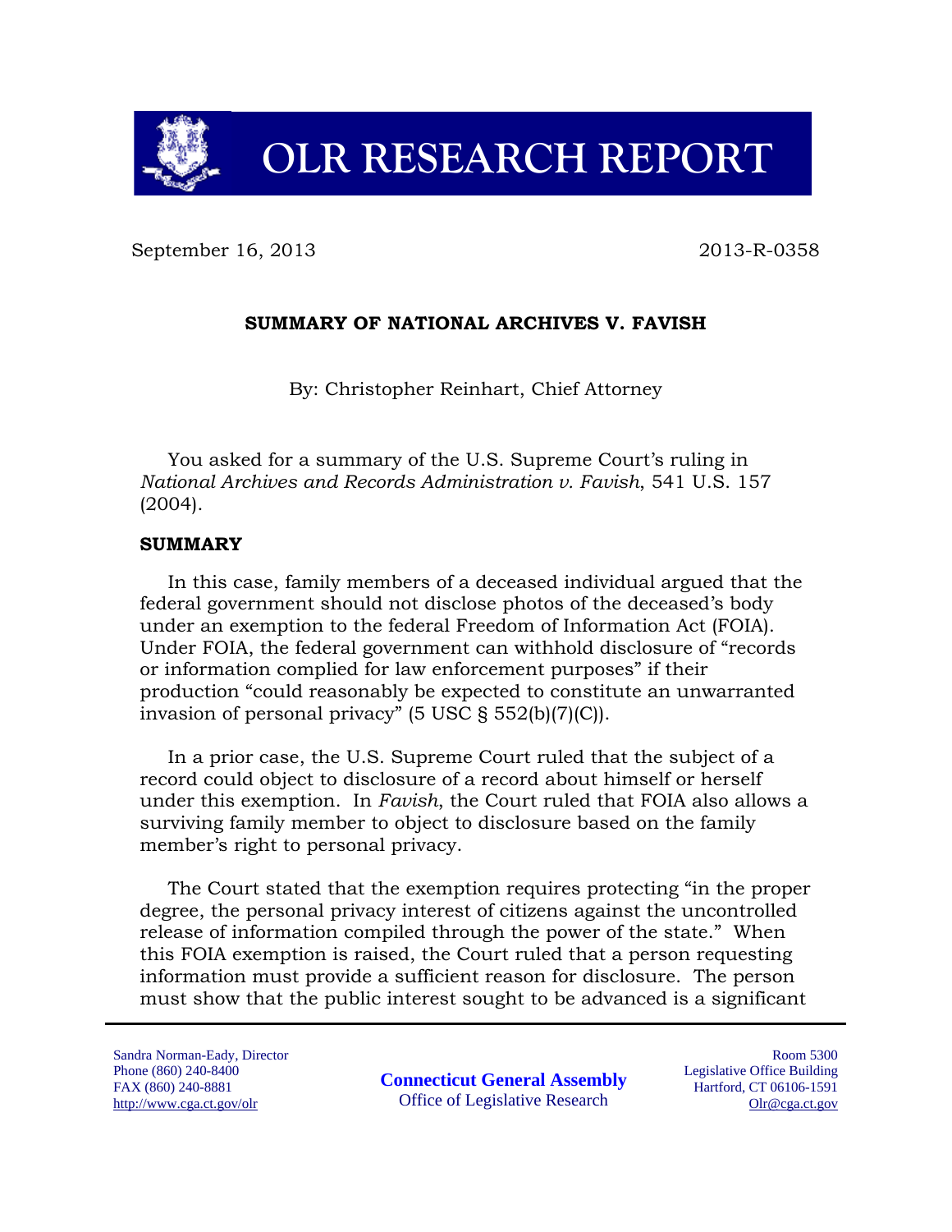# OLR RESEARCH REPORT

September 16, 2013 2013-R-0358

## SUMMARY OF NATIONAL ARCHIVES V. FAVISH

By: Christopher Reinhart, Chief Attorney

You asked for a summary of the U.S. Supreme Court's ruling in *National Archives and Records Administration v. Favish*, 541 U.S. 157 (2004).

### SUMMARY

In this case, family members of a deceased individual argued that the federal government should not disclose photos of the deceased's body under an exemption to the federal Freedom of Information Act (FOIA). Under FOIA, the federal government can withhold disclosure of "records or information complied for law enforcement purposes" if their production "could reasonably be expected to constitute an unwarranted invasion of personal privacy" (5 USC § 552(b)(7)(C)).

In a prior case, the U.S. Supreme Court ruled that the subject of a record could object to disclosure of a record about himself or herself under this exemption. In *Favish*, the Court ruled that FOIA also allows a surviving family member to object to disclosure based on the family member's right to personal privacy.

The Court stated that the exemption requires protecting "in the proper degree, the personal privacy interest of citizens against the uncontrolled release of information compiled through the power of the state." When this FOIA exemption is raised, the Court ruled that a person requesting information must provide a sufficient reason for disclosure. The person must show that the public interest sought to be advanced is a significant

Sandra Norman-Eady, Director
Phone (860) 240-8400
FAX (860) 240-8881
http://www.cga.ct.gov/olr

**Connecticut General Assembly**
Office of Legislative Research

Room 5300
Legislative Office Building
Hartford, CT 06106-1591
Olr@cga.ct.gov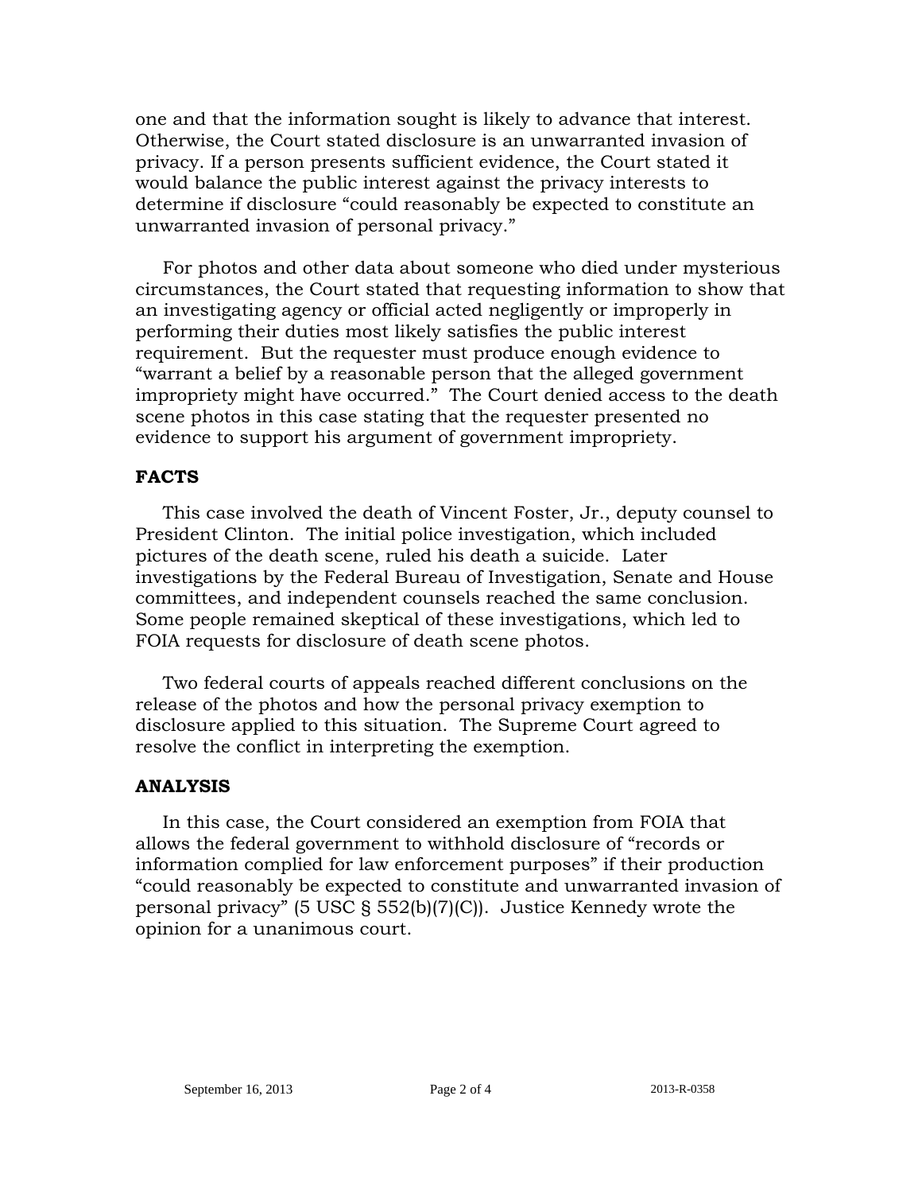one and that the information sought is likely to advance that interest. Otherwise, the Court stated disclosure is an unwarranted invasion of privacy. If a person presents sufficient evidence, the Court stated it would balance the public interest against the privacy interests to determine if disclosure "could reasonably be expected to constitute an unwarranted invasion of personal privacy."

For photos and other data about someone who died under mysterious circumstances, the Court stated that requesting information to show that an investigating agency or official acted negligently or improperly in performing their duties most likely satisfies the public interest requirement. But the requester must produce enough evidence to "warrant a belief by a reasonable person that the alleged government impropriety might have occurred." The Court denied access to the death scene photos in this case stating that the requester presented no evidence to support his argument of government impropriety.

## FACTS

This case involved the death of Vincent Foster, Jr., deputy counsel to President Clinton. The initial police investigation, which included pictures of the death scene, ruled his death a suicide. Later investigations by the Federal Bureau of Investigation, Senate and House committees, and independent counsels reached the same conclusion. Some people remained skeptical of these investigations, which led to FOIA requests for disclosure of death scene photos.

Two federal courts of appeals reached different conclusions on the release of the photos and how the personal privacy exemption to disclosure applied to this situation. The Supreme Court agreed to resolve the conflict in interpreting the exemption.

## ANALYSIS

In this case, the Court considered an exemption from FOIA that allows the federal government to withhold disclosure of "records or information complied for law enforcement purposes" if their production "could reasonably be expected to constitute and unwarranted invasion of personal privacy" (5 USC § 552(b)(7)(C)). Justice Kennedy wrote the opinion for a unanimous court.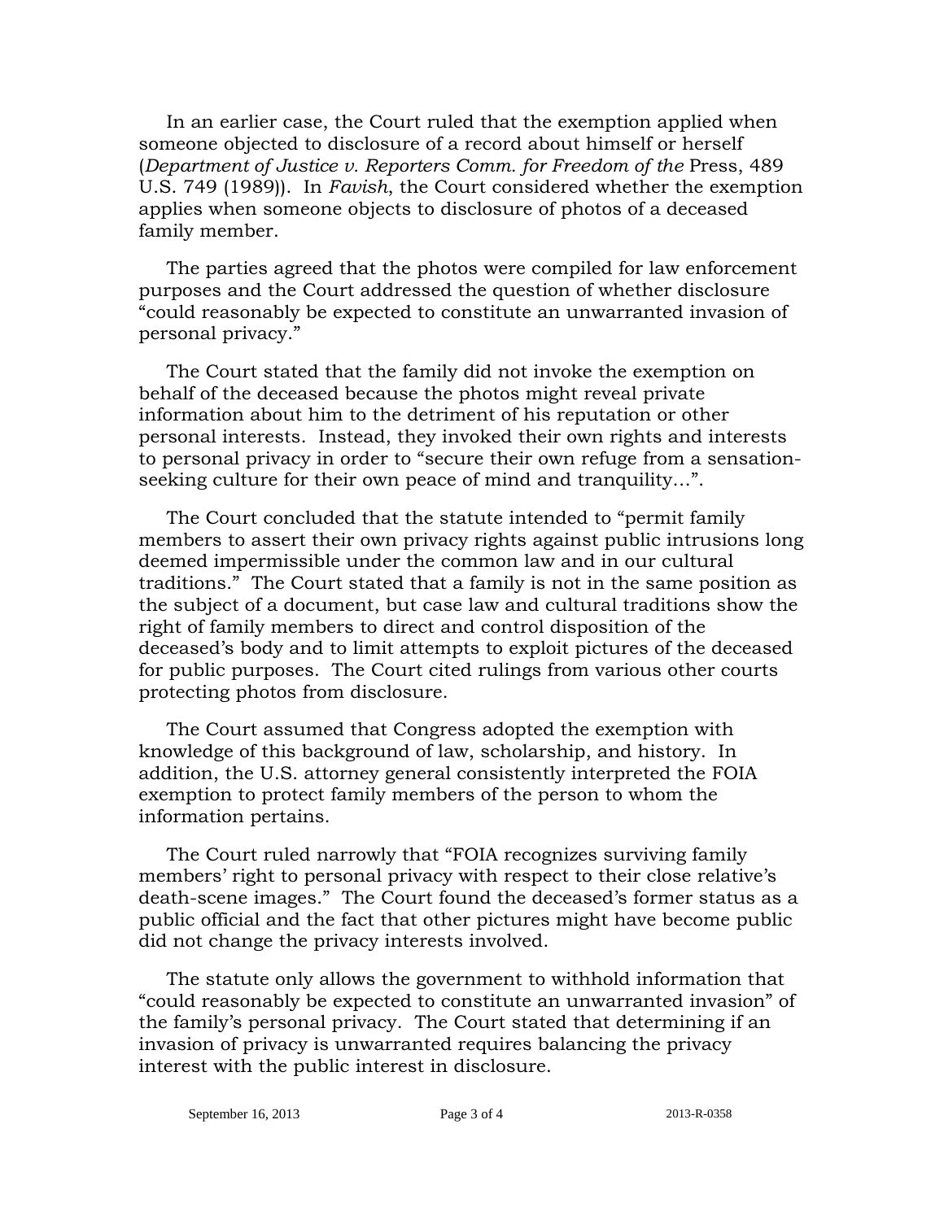In an earlier case, the Court ruled that the exemption applied when someone objected to disclosure of a record about himself or herself (*Department of Justice v. Reporters Comm. for Freedom of the* Press, 489 U.S. 749 (1989)). In *Favish*, the Court considered whether the exemption applies when someone objects to disclosure of photos of a deceased family member.

The parties agreed that the photos were compiled for law enforcement purposes and the Court addressed the question of whether disclosure "could reasonably be expected to constitute an unwarranted invasion of personal privacy."

The Court stated that the family did not invoke the exemption on behalf of the deceased because the photos might reveal private information about him to the detriment of his reputation or other personal interests. Instead, they invoked their own rights and interests to personal privacy in order to "secure their own refuge from a sensation-seeking culture for their own peace of mind and tranquility…".

The Court concluded that the statute intended to "permit family members to assert their own privacy rights against public intrusions long deemed impermissible under the common law and in our cultural traditions." The Court stated that a family is not in the same position as the subject of a document, but case law and cultural traditions show the right of family members to direct and control disposition of the deceased's body and to limit attempts to exploit pictures of the deceased for public purposes. The Court cited rulings from various other courts protecting photos from disclosure.

The Court assumed that Congress adopted the exemption with knowledge of this background of law, scholarship, and history. In addition, the U.S. attorney general consistently interpreted the FOIA exemption to protect family members of the person to whom the information pertains.

The Court ruled narrowly that "FOIA recognizes surviving family members' right to personal privacy with respect to their close relative's death-scene images." The Court found the deceased's former status as a public official and the fact that other pictures might have become public did not change the privacy interests involved.

The statute only allows the government to withhold information that "could reasonably be expected to constitute an unwarranted invasion" of the family's personal privacy. The Court stated that determining if an invasion of privacy is unwarranted requires balancing the privacy interest with the public interest in disclosure.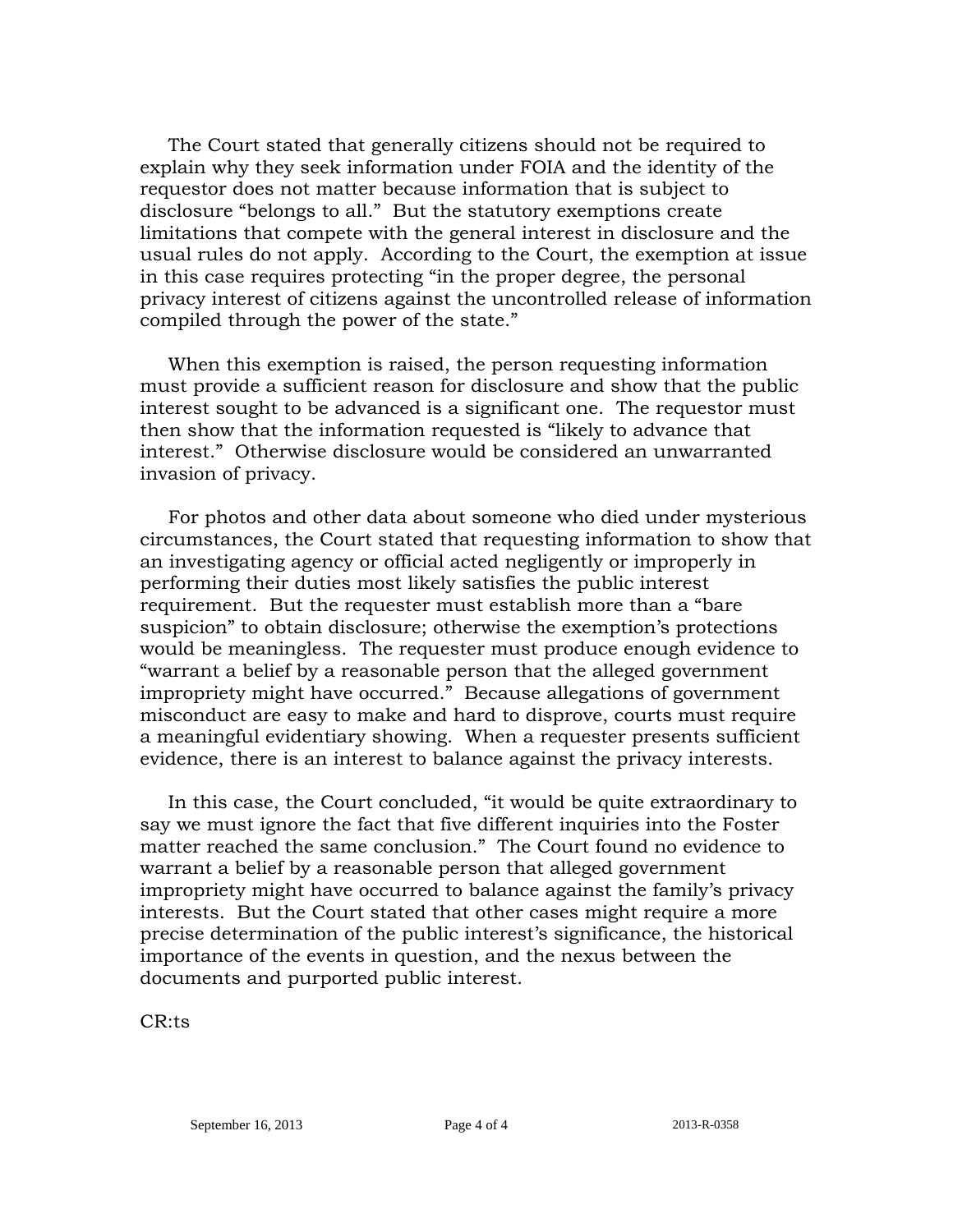The Court stated that generally citizens should not be required to explain why they seek information under FOIA and the identity of the requestor does not matter because information that is subject to disclosure "belongs to all." But the statutory exemptions create limitations that compete with the general interest in disclosure and the usual rules do not apply. According to the Court, the exemption at issue in this case requires protecting "in the proper degree, the personal privacy interest of citizens against the uncontrolled release of information compiled through the power of the state."

When this exemption is raised, the person requesting information must provide a sufficient reason for disclosure and show that the public interest sought to be advanced is a significant one. The requestor must then show that the information requested is "likely to advance that interest." Otherwise disclosure would be considered an unwarranted invasion of privacy.

For photos and other data about someone who died under mysterious circumstances, the Court stated that requesting information to show that an investigating agency or official acted negligently or improperly in performing their duties most likely satisfies the public interest requirement. But the requester must establish more than a "bare suspicion" to obtain disclosure; otherwise the exemption's protections would be meaningless. The requester must produce enough evidence to "warrant a belief by a reasonable person that the alleged government impropriety might have occurred." Because allegations of government misconduct are easy to make and hard to disprove, courts must require a meaningful evidentiary showing. When a requester presents sufficient evidence, there is an interest to balance against the privacy interests.

In this case, the Court concluded, "it would be quite extraordinary to say we must ignore the fact that five different inquiries into the Foster matter reached the same conclusion." The Court found no evidence to warrant a belief by a reasonable person that alleged government impropriety might have occurred to balance against the family's privacy interests. But the Court stated that other cases might require a more precise determination of the public interest's significance, the historical importance of the events in question, and the nexus between the documents and purported public interest.

CR:ts